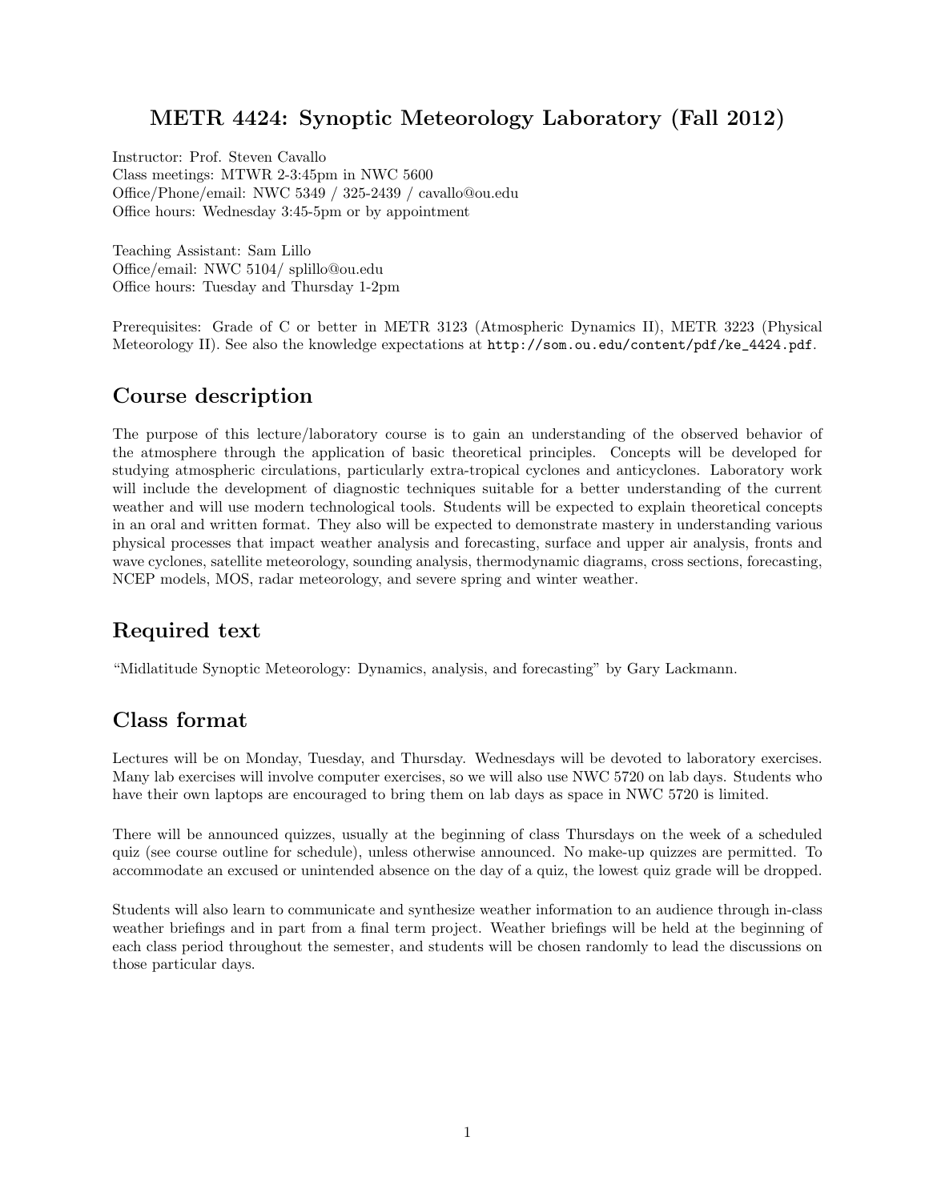# METR 4424: Synoptic Meteorology Laboratory (Fall 2012)

Instructor: Prof. Steven Cavallo
Class meetings: MTWR 2-3:45pm in NWC 5600
Office/Phone/email: NWC 5349 / 325-2439 / cavallo@ou.edu
Office hours: Wednesday 3:45-5pm or by appointment

Teaching Assistant: Sam Lillo
Office/email: NWC 5104/ splillo@ou.edu
Office hours: Tuesday and Thursday 1-2pm

Prerequisites: Grade of C or better in METR 3123 (Atmospheric Dynamics II), METR 3223 (Physical Meteorology II). See also the knowledge expectations at `http://som.ou.edu/content/pdf/ke_4424.pdf`.

## Course description

The purpose of this lecture/laboratory course is to gain an understanding of the observed behavior of the atmosphere through the application of basic theoretical principles. Concepts will be developed for studying atmospheric circulations, particularly extra-tropical cyclones and anticyclones. Laboratory work will include the development of diagnostic techniques suitable for a better understanding of the current weather and will use modern technological tools. Students will be expected to explain theoretical concepts in an oral and written format. They also will be expected to demonstrate mastery in understanding various physical processes that impact weather analysis and forecasting, surface and upper air analysis, fronts and wave cyclones, satellite meteorology, sounding analysis, thermodynamic diagrams, cross sections, forecasting, NCEP models, MOS, radar meteorology, and severe spring and winter weather.

## Required text

"Midlatitude Synoptic Meteorology: Dynamics, analysis, and forecasting" by Gary Lackmann.

## Class format

Lectures will be on Monday, Tuesday, and Thursday. Wednesdays will be devoted to laboratory exercises. Many lab exercises will involve computer exercises, so we will also use NWC 5720 on lab days. Students who have their own laptops are encouraged to bring them on lab days as space in NWC 5720 is limited.

There will be announced quizzes, usually at the beginning of class Thursdays on the week of a scheduled quiz (see course outline for schedule), unless otherwise announced. No make-up quizzes are permitted. To accommodate an excused or unintended absence on the day of a quiz, the lowest quiz grade will be dropped.

Students will also learn to communicate and synthesize weather information to an audience through in-class weather briefings and in part from a final term project. Weather briefings will be held at the beginning of each class period throughout the semester, and students will be chosen randomly to lead the discussions on those particular days.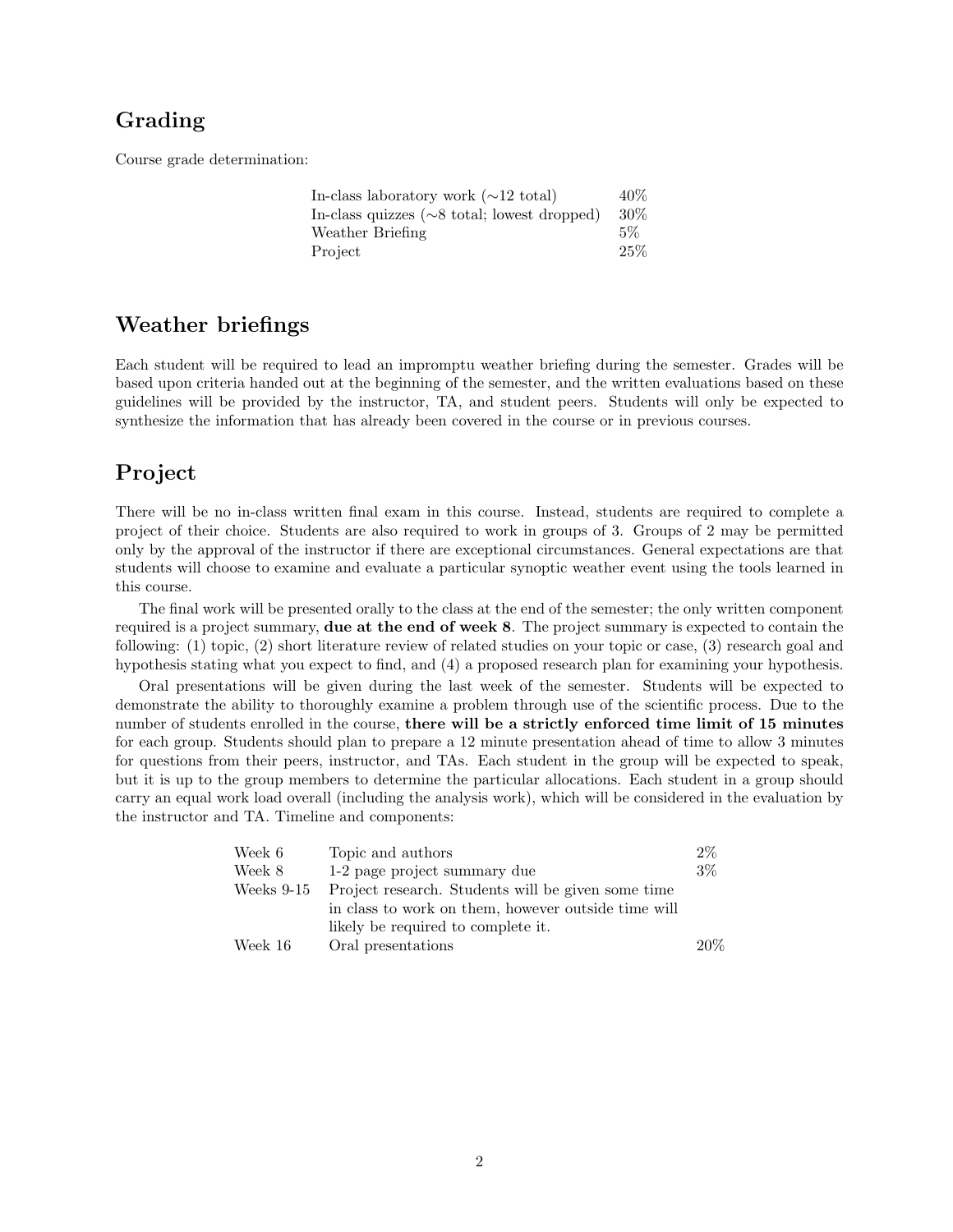## Grading

Course grade determination:

| | |
|---|---|
| In-class laboratory work (∼12 total) | 40% |
| In-class quizzes (∼8 total; lowest dropped) | 30% |
| Weather Briefing | 5% |
| Project | 25% |

## Weather briefings

Each student will be required to lead an impromptu weather briefing during the semester. Grades will be based upon criteria handed out at the beginning of the semester, and the written evaluations based on these guidelines will be provided by the instructor, TA, and student peers. Students will only be expected to synthesize the information that has already been covered in the course or in previous courses.

## Project

There will be no in-class written final exam in this course. Instead, students are required to complete a project of their choice. Students are also required to work in groups of 3. Groups of 2 may be permitted only by the approval of the instructor if there are exceptional circumstances. General expectations are that students will choose to examine and evaluate a particular synoptic weather event using the tools learned in this course.

The final work will be presented orally to the class at the end of the semester; the only written component required is a project summary, **due at the end of week 8**. The project summary is expected to contain the following: (1) topic, (2) short literature review of related studies on your topic or case, (3) research goal and hypothesis stating what you expect to find, and (4) a proposed research plan for examining your hypothesis.

Oral presentations will be given during the last week of the semester. Students will be expected to demonstrate the ability to thoroughly examine a problem through use of the scientific process. Due to the number of students enrolled in the course, **there will be a strictly enforced time limit of 15 minutes** for each group. Students should plan to prepare a 12 minute presentation ahead of time to allow 3 minutes for questions from their peers, instructor, and TAs. Each student in the group will be expected to speak, but it is up to the group members to determine the particular allocations. Each student in a group should carry an equal work load overall (including the analysis work), which will be considered in the evaluation by the instructor and TA. Timeline and components:

| | | |
|---|---|---|
| Week 6 | Topic and authors | 2% |
| Week 8 | 1-2 page project summary due | 3% |
| Weeks 9-15 | Project research. Students will be given some time in class to work on them, however outside time will likely be required to complete it. | |
| Week 16 | Oral presentations | 20% |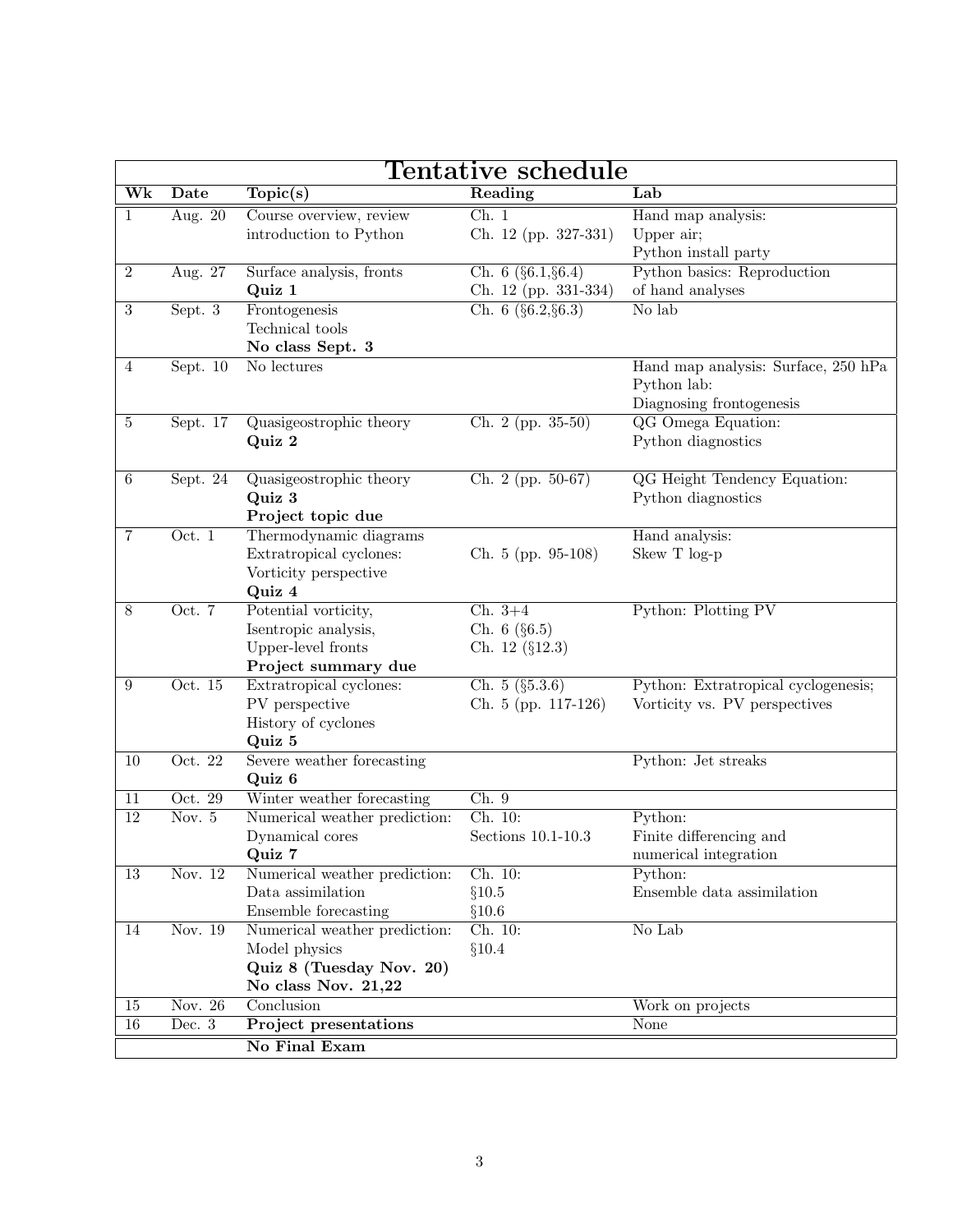# Tentative schedule

| Wk | Date | Topic(s) | Reading | Lab |
|---|---|---|---|---|
| 1 | Aug. 20 | Course overview, review introduction to Python | Ch. 1<br>Ch. 12 (pp. 327-331) | Hand map analysis: Upper air; Python install party |
| 2 | Aug. 27 | Surface analysis, fronts<br>**Quiz 1** | Ch. 6 (§6.1,§6.4)<br>Ch. 12 (pp. 331-334) | Python basics: Reproduction of hand analyses |
| 3 | Sept. 3 | Frontogenesis<br>Technical tools<br>**No class Sept. 3** | Ch. 6 (§6.2,§6.3) | No lab |
| 4 | Sept. 10 | No lectures | | Hand map analysis: Surface, 250 hPa<br>Python lab: Diagnosing frontogenesis |
| 5 | Sept. 17 | Quasigeostrophic theory<br>**Quiz 2** | Ch. 2 (pp. 35-50) | QG Omega Equation: Python diagnostics |
| 6 | Sept. 24 | Quasigeostrophic theory<br>**Quiz 3**<br>**Project topic due** | Ch. 2 (pp. 50-67) | QG Height Tendency Equation: Python diagnostics |
| 7 | Oct. 1 | Thermodynamic diagrams<br>Extratropical cyclones: Vorticity perspective<br>**Quiz 4** | Ch. 5 (pp. 95-108) | Hand analysis: Skew T log-p |
| 8 | Oct. 7 | Potential vorticity,<br>Isentropic analysis,<br>Upper-level fronts<br>**Project summary due** | Ch. 3+4<br>Ch. 6 (§6.5)<br>Ch. 12 (§12.3) | Python: Plotting PV |
| 9 | Oct. 15 | Extratropical cyclones: PV perspective<br>History of cyclones<br>**Quiz 5** | Ch. 5 (§5.3.6)<br>Ch. 5 (pp. 117-126) | Python: Extratropical cyclogenesis; Vorticity vs. PV perspectives |
| 10 | Oct. 22 | Severe weather forecasting<br>**Quiz 6** | | Python: Jet streaks |
| 11 | Oct. 29 | Winter weather forecasting | Ch. 9 | |
| 12 | Nov. 5 | Numerical weather prediction: Dynamical cores<br>**Quiz 7** | Ch. 10: Sections 10.1-10.3 | Python: Finite differencing and numerical integration |
| 13 | Nov. 12 | Numerical weather prediction: Data assimilation<br>Ensemble forecasting | Ch. 10:<br>§10.5<br>§10.6 | Python: Ensemble data assimilation |
| 14 | Nov. 19 | Numerical weather prediction: Model physics<br>**Quiz 8 (Tuesday Nov. 20)**<br>**No class Nov. 21,22** | Ch. 10:<br>§10.4 | No Lab |
| 15 | Nov. 26 | Conclusion | | Work on projects |
| 16 | Dec. 3 | **Project presentations** | | None |
| | | **No Final Exam** | | |